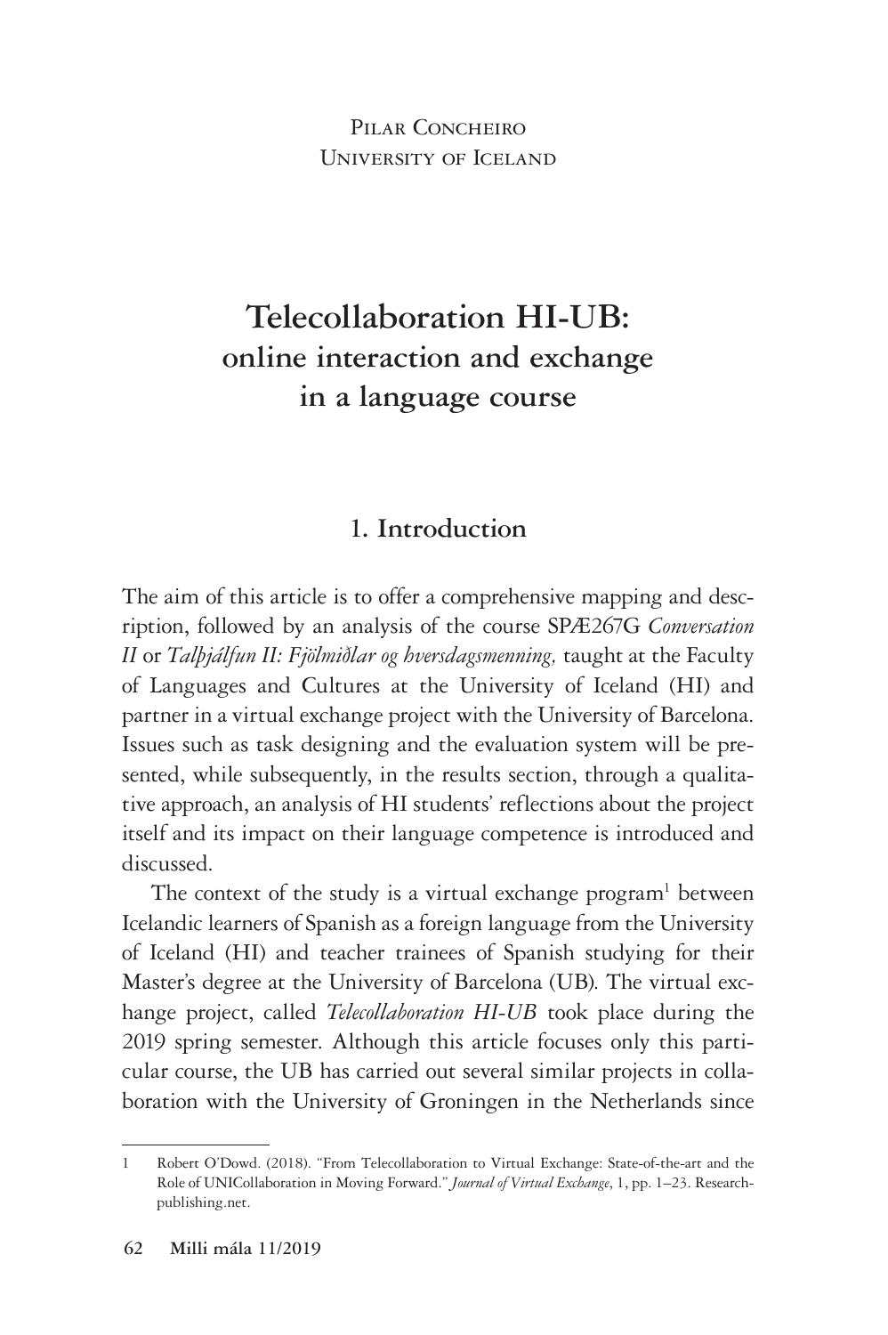Pilar Concheiro
University of Iceland

# Telecollaboration HI-UB: online interaction and exchange in a language course

## 1. Introduction

The aim of this article is to offer a comprehensive mapping and description, followed by an analysis of the course SPÆ267G *Conversation II* or *Talþjálfun II: Fjölmiðlar og hversdagsmenning,* taught at the Faculty of Languages and Cultures at the University of Iceland (HI) and partner in a virtual exchange project with the University of Barcelona. Issues such as task designing and the evaluation system will be presented, while subsequently, in the results section, through a qualitative approach, an analysis of HI students' reflections about the project itself and its impact on their language competence is introduced and discussed.

The context of the study is a virtual exchange program[1] between Icelandic learners of Spanish as a foreign language from the University of Iceland (HI) and teacher trainees of Spanish studying for their Master's degree at the University of Barcelona (UB). The virtual exchange project, called *Telecollaboration HI-UB* took place during the 2019 spring semester. Although this article focuses only this particular course, the UB has carried out several similar projects in collaboration with the University of Groningen in the Netherlands since

---

1 Robert O'Dowd. (2018). "From Telecollaboration to Virtual Exchange: State-of-the-art and the Role of UNICollaboration in Moving Forward." *Journal of Virtual Exchange*, 1, pp. 1–23. Research-publishing.net.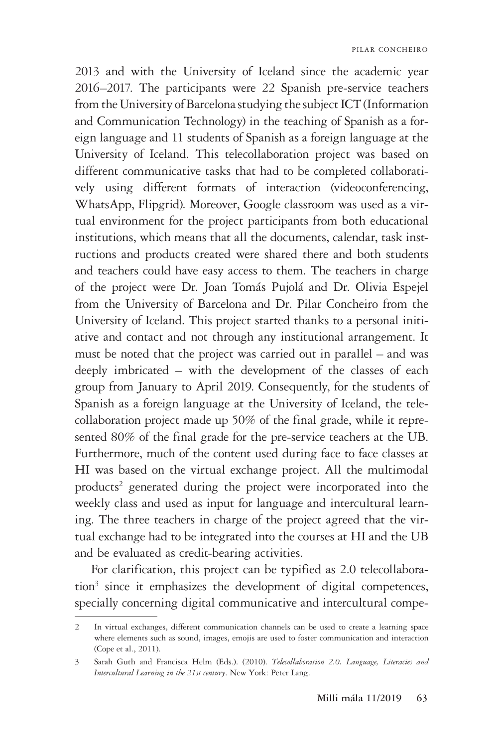2013 and with the University of Iceland since the academic year 2016–2017. The participants were 22 Spanish pre-service teachers from the University of Barcelona studying the subject ICT (Information and Communication Technology) in the teaching of Spanish as a foreign language and 11 students of Spanish as a foreign language at the University of Iceland. This telecollaboration project was based on different communicative tasks that had to be completed collaboratively using different formats of interaction (videoconferencing, WhatsApp, Flipgrid). Moreover, Google classroom was used as a virtual environment for the project participants from both educational institutions, which means that all the documents, calendar, task instructions and products created were shared there and both students and teachers could have easy access to them. The teachers in charge of the project were Dr. Joan Tomás Pujolá and Dr. Olivia Espejel from the University of Barcelona and Dr. Pilar Concheiro from the University of Iceland. This project started thanks to a personal initiative and contact and not through any institutional arrangement. It must be noted that the project was carried out in parallel – and was deeply imbricated – with the development of the classes of each group from January to April 2019. Consequently, for the students of Spanish as a foreign language at the University of Iceland, the telecollaboration project made up 50% of the final grade, while it represented 80% of the final grade for the pre-service teachers at the UB. Furthermore, much of the content used during face to face classes at HI was based on the virtual exchange project. All the multimodal products[2] generated during the project were incorporated into the weekly class and used as input for language and intercultural learning. The three teachers in charge of the project agreed that the virtual exchange had to be integrated into the courses at HI and the UB and be evaluated as credit-bearing activities.

For clarification, this project can be typified as 2.0 telecollaboration[3] since it emphasizes the development of digital competences, specially concerning digital communicative and intercultural compe-

---

2 In virtual exchanges, different communication channels can be used to create a learning space where elements such as sound, images, emojis are used to foster communication and interaction (Cope et al., 2011).

3 Sarah Guth and Francisca Helm (Eds.). (2010). *Telecollaboration 2.0. Language, Literacies and Intercultural Learning in the 21st century*. New York: Peter Lang.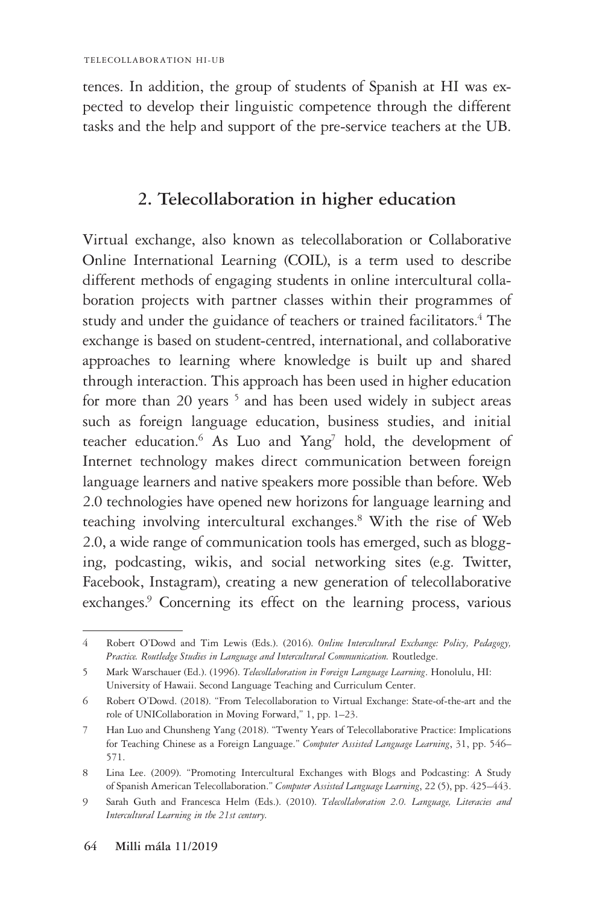tences. In addition, the group of students of Spanish at HI was expected to develop their linguistic competence through the different tasks and the help and support of the pre-service teachers at the UB.

## 2. Telecollaboration in higher education

Virtual exchange, also known as telecollaboration or Collaborative Online International Learning (COIL), is a term used to describe different methods of engaging students in online intercultural collaboration projects with partner classes within their programmes of study and under the guidance of teachers or trained facilitators.[4] The exchange is based on student-centred, international, and collaborative approaches to learning where knowledge is built up and shared through interaction. This approach has been used in higher education for more than 20 years [5] and has been used widely in subject areas such as foreign language education, business studies, and initial teacher education.[6] As Luo and Yang[7] hold, the development of Internet technology makes direct communication between foreign language learners and native speakers more possible than before. Web 2.0 technologies have opened new horizons for language learning and teaching involving intercultural exchanges.[8] With the rise of Web 2.0, a wide range of communication tools has emerged, such as blogging, podcasting, wikis, and social networking sites (e.g. Twitter, Facebook, Instagram), creating a new generation of telecollaborative exchanges.[9] Concerning its effect on the learning process, various

---

4 Robert O'Dowd and Tim Lewis (Eds.). (2016). *Online Intercultural Exchange: Policy, Pedagogy, Practice. Routledge Studies in Language and Intercultural Communication.* Routledge.

5 Mark Warschauer (Ed.). (1996). *Telecollaboration in Foreign Language Learning*. Honolulu, HI: University of Hawaii. Second Language Teaching and Curriculum Center.

6 Robert O'Dowd. (2018). "From Telecollaboration to Virtual Exchange: State-of-the-art and the role of UNICollaboration in Moving Forward," 1, pp. 1–23.

7 Han Luo and Chunsheng Yang (2018). "Twenty Years of Telecollaborative Practice: Implications for Teaching Chinese as a Foreign Language." *Computer Assisted Language Learning*, 31, pp. 546–571.

8 Lina Lee. (2009). "Promoting Intercultural Exchanges with Blogs and Podcasting: A Study of Spanish American Telecollaboration." *Computer Assisted Language Learning*, 22 (5), pp. 425–443.

9 Sarah Guth and Francesca Helm (Eds.). (2010). *Telecollaboration 2.0. Language, Literacies and Intercultural Learning in the 21st century.*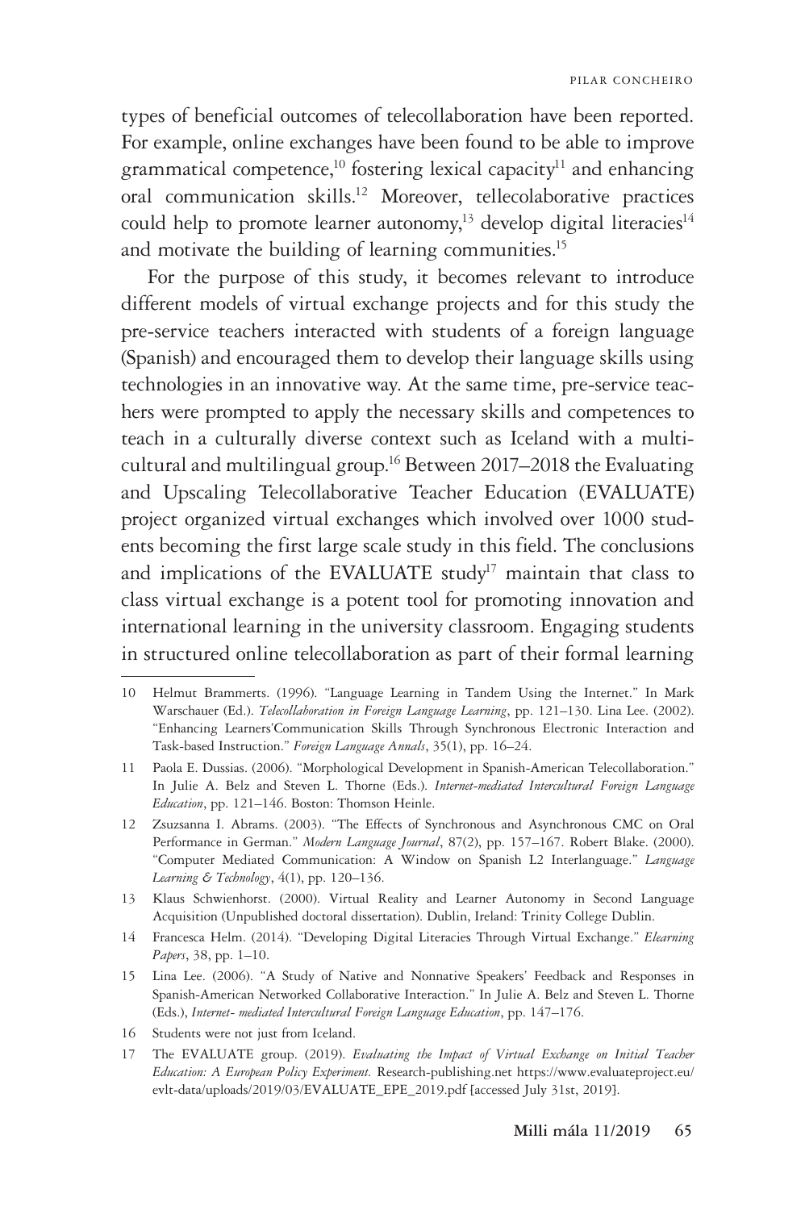types of beneficial outcomes of telecollaboration have been reported. For example, online exchanges have been found to be able to improve grammatical competence,[10] fostering lexical capacity[11] and enhancing oral communication skills.[12] Moreover, tellecolaborative practices could help to promote learner autonomy,[13] develop digital literacies[14] and motivate the building of learning communities.[15]

For the purpose of this study, it becomes relevant to introduce different models of virtual exchange projects and for this study the pre-service teachers interacted with students of a foreign language (Spanish) and encouraged them to develop their language skills using technologies in an innovative way. At the same time, pre-service teachers were prompted to apply the necessary skills and competences to teach in a culturally diverse context such as Iceland with a multicultural and multilingual group.[16] Between 2017–2018 the Evaluating and Upscaling Telecollaborative Teacher Education (EVALUATE) project organized virtual exchanges which involved over 1000 students becoming the first large scale study in this field. The conclusions and implications of the EVALUATE study[17] maintain that class to class virtual exchange is a potent tool for promoting innovation and international learning in the university classroom. Engaging students in structured online telecollaboration as part of their formal learning

---

10 Helmut Brammerts. (1996). "Language Learning in Tandem Using the Internet." In Mark Warschauer (Ed.). *Telecollaboration in Foreign Language Learning*, pp. 121–130. Lina Lee. (2002). "Enhancing Learners'Communication Skills Through Synchronous Electronic Interaction and Task-based Instruction." *Foreign Language Annals*, 35(1), pp. 16–24.

11 Paola E. Dussias. (2006). "Morphological Development in Spanish-American Telecollaboration." In Julie A. Belz and Steven L. Thorne (Eds.). *Internet-mediated Intercultural Foreign Language Education*, pp. 121–146. Boston: Thomson Heinle.

12 Zsuzsanna I. Abrams. (2003). "The Effects of Synchronous and Asynchronous CMC on Oral Performance in German." *Modern Language Journal*, 87(2), pp. 157–167. Robert Blake. (2000). "Computer Mediated Communication: A Window on Spanish L2 Interlanguage." *Language Learning & Technology*, 4(1), pp. 120–136.

13 Klaus Schwienhorst. (2000). Virtual Reality and Learner Autonomy in Second Language Acquisition (Unpublished doctoral dissertation). Dublin, Ireland: Trinity College Dublin.

14 Francesca Helm. (2014). "Developing Digital Literacies Through Virtual Exchange." *Elearning Papers*, 38, pp. 1–10.

15 Lina Lee. (2006). "A Study of Native and Nonnative Speakers' Feedback and Responses in Spanish-American Networked Collaborative Interaction." In Julie A. Belz and Steven L. Thorne (Eds.), *Internet- mediated Intercultural Foreign Language Education*, pp. 147–176.

16 Students were not just from Iceland.

17 The EVALUATE group. (2019). *Evaluating the Impact of Virtual Exchange on Initial Teacher Education: A European Policy Experiment.* Research-publishing.net https://www.evaluateproject.eu/evlt-data/uploads/2019/03/EVALUATE_EPE_2019.pdf [accessed July 31st, 2019].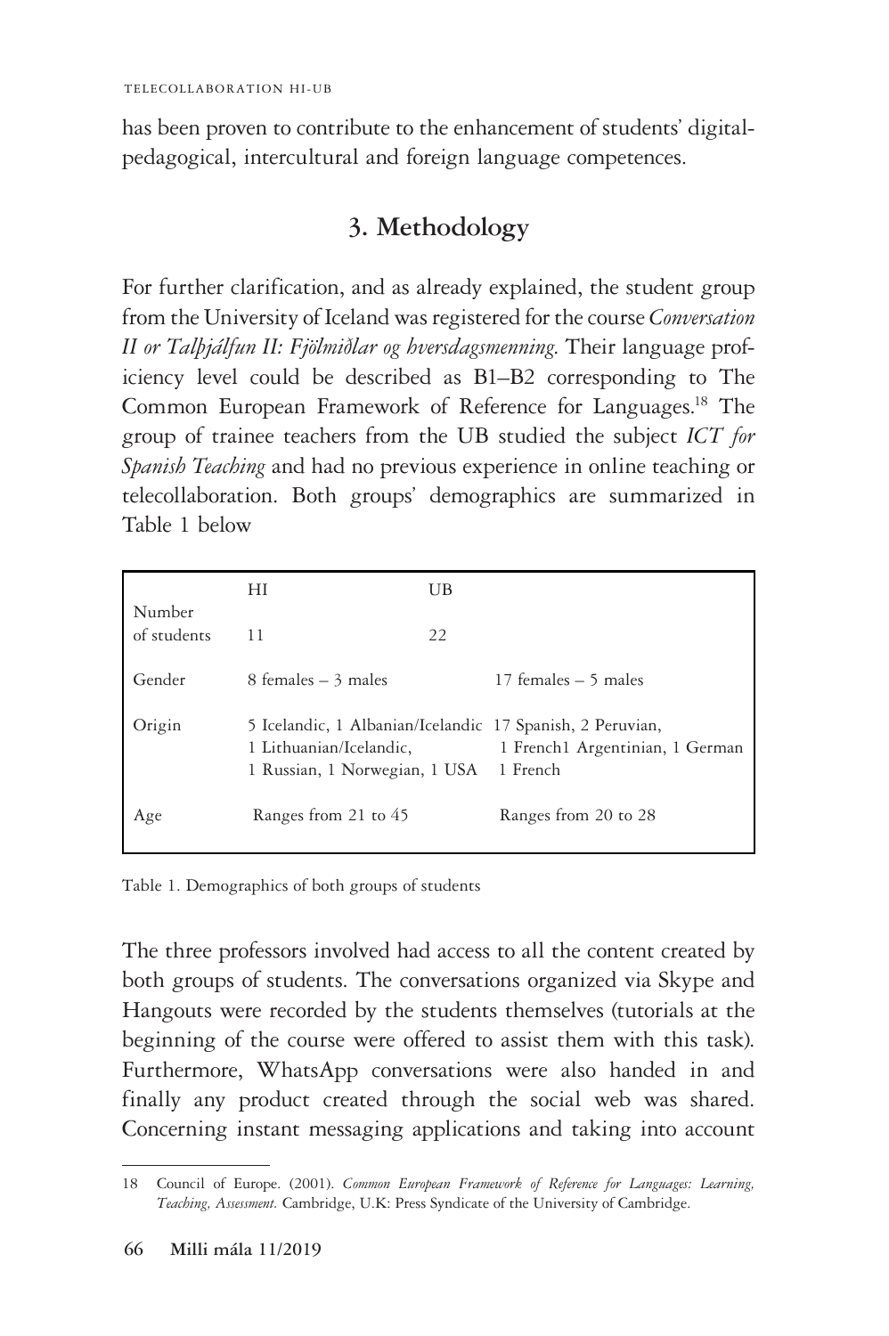has been proven to contribute to the enhancement of students' digital-pedagogical, intercultural and foreign language competences.

## 3. Methodology

For further clarification, and as already explained, the student group from the University of Iceland was registered for the course *Conversation II or Talþjálfun II: Fjölmiðlar og hversdagsmenning*. Their language proficiency level could be described as B1–B2 corresponding to The Common European Framework of Reference for Languages.[18] The group of trainee teachers from the UB studied the subject *ICT for Spanish Teaching* and had no previous experience in online teaching or telecollaboration. Both groups' demographics are summarized in Table 1 below

| | HI | UB |
|---|---|---|
| Number of students | 11 | 22 |
| Gender | 8 females – 3 males | 17 females – 5 males |
| Origin | 5 Icelandic, 1 Albanian/Icelandic 1 Lithuanian/Icelandic, 1 Russian, 1 Norwegian, 1 USA | 17 Spanish, 2 Peruvian, 1 French1 Argentinian, 1 German 1 French |
| Age | Ranges from 21 to 45 | Ranges from 20 to 28 |

Table 1. Demographics of both groups of students

The three professors involved had access to all the content created by both groups of students. The conversations organized via Skype and Hangouts were recorded by the students themselves (tutorials at the beginning of the course were offered to assist them with this task). Furthermore, WhatsApp conversations were also handed in and finally any product created through the social web was shared. Concerning instant messaging applications and taking into account

18 Council of Europe. (2001). *Common European Framework of Reference for Languages: Learning, Teaching, Assessment.* Cambridge, U.K: Press Syndicate of the University of Cambridge.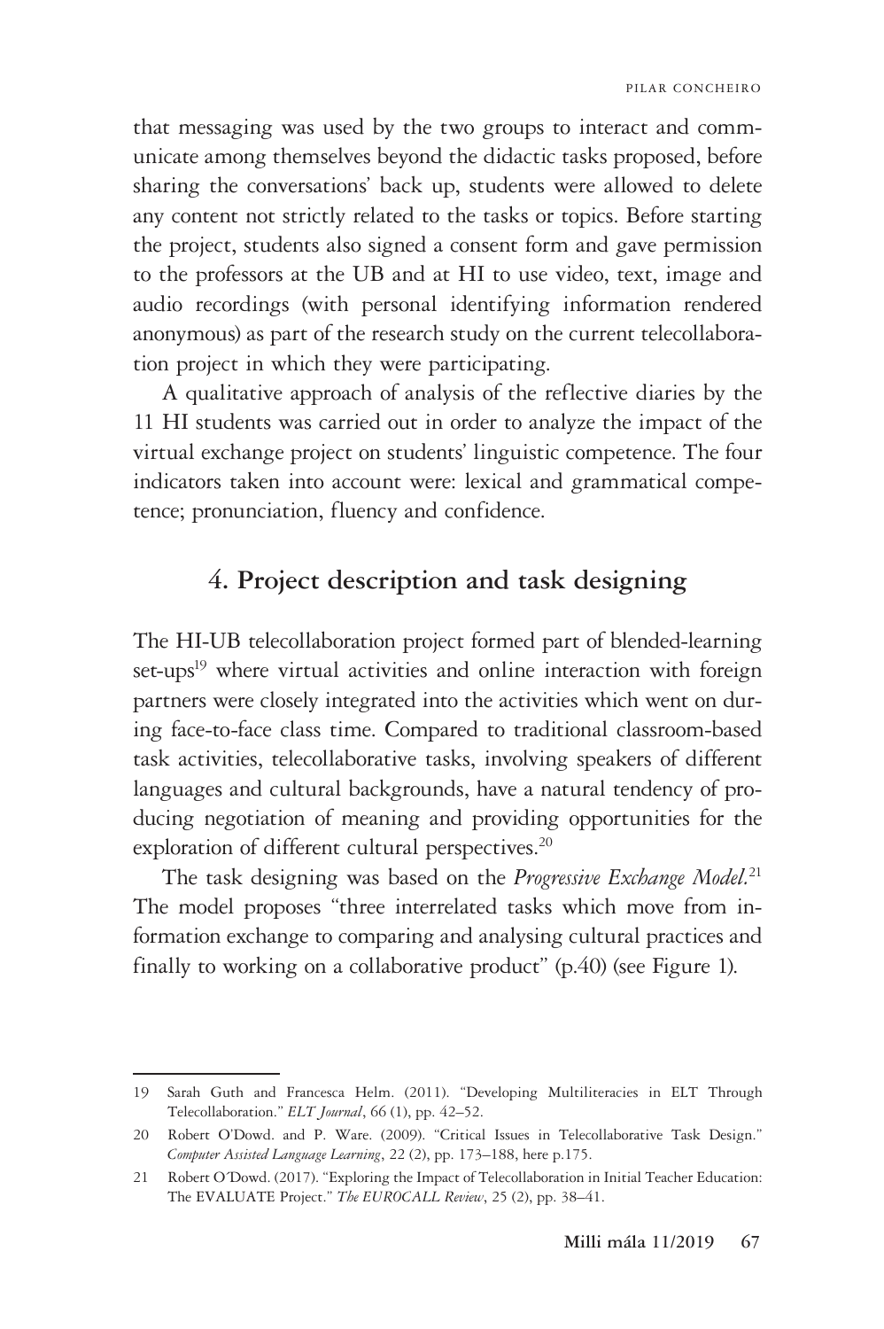that messaging was used by the two groups to interact and communicate among themselves beyond the didactic tasks proposed, before sharing the conversations' back up, students were allowed to delete any content not strictly related to the tasks or topics. Before starting the project, students also signed a consent form and gave permission to the professors at the UB and at HI to use video, text, image and audio recordings (with personal identifying information rendered anonymous) as part of the research study on the current telecollaboration project in which they were participating.

A qualitative approach of analysis of the reflective diaries by the 11 HI students was carried out in order to analyze the impact of the virtual exchange project on students' linguistic competence. The four indicators taken into account were: lexical and grammatical competence; pronunciation, fluency and confidence.

## 4. Project description and task designing

The HI-UB telecollaboration project formed part of blended-learning set-ups[19] where virtual activities and online interaction with foreign partners were closely integrated into the activities which went on during face-to-face class time. Compared to traditional classroom-based task activities, telecollaborative tasks, involving speakers of different languages and cultural backgrounds, have a natural tendency of producing negotiation of meaning and providing opportunities for the exploration of different cultural perspectives.[20]

The task designing was based on the *Progressive Exchange Model*.[21] The model proposes "three interrelated tasks which move from information exchange to comparing and analysing cultural practices and finally to working on a collaborative product" (p.40) (see Figure 1).

---

19 Sarah Guth and Francesca Helm. (2011). "Developing Multiliteracies in ELT Through Telecollaboration." *ELT Journal*, 66 (1), pp. 42–52.

20 Robert O'Dowd. and P. Ware. (2009). "Critical Issues in Telecollaborative Task Design." *Computer Assisted Language Learning*, 22 (2), pp. 173–188, here p.175.

21 Robert O'Dowd. (2017). "Exploring the Impact of Telecollaboration in Initial Teacher Education: The EVALUATE Project." *The EUROCALL Review*, 25 (2), pp. 38–41.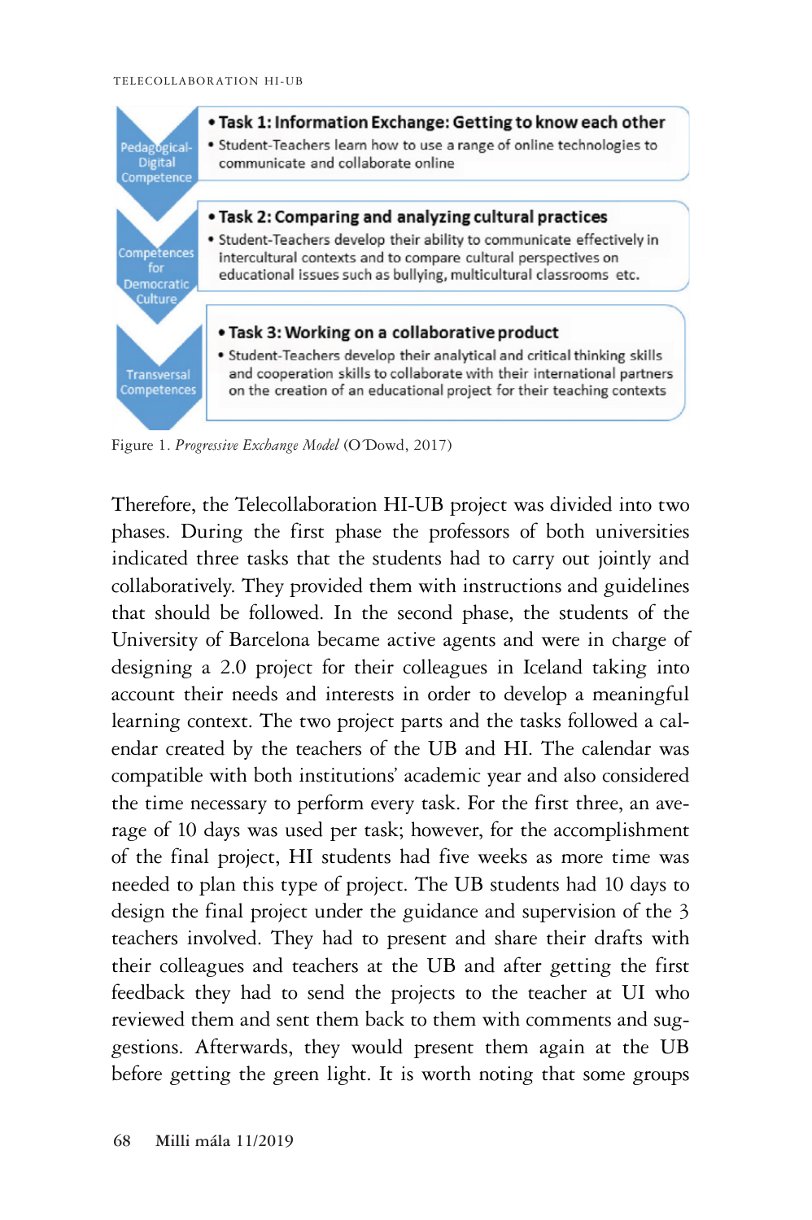- **Pedagogical-Digital Competence**
  - **Task 1: Information Exchange: Getting to know each other**
    - Student-Teachers learn how to use a range of online technologies to communicate and collaborate online
- **Competences for Democratic Culture**
  - **Task 2: Comparing and analyzing cultural practices**
    - Student-Teachers develop their ability to communicate effectively in intercultural contexts and to compare cultural perspectives on educational issues such as bullying, multicultural classrooms etc.
- **Transversal Competences**
  - **Task 3: Working on a collaborative product**
    - Student-Teachers develop their analytical and critical thinking skills and cooperation skills to collaborate with their international partners on the creation of an educational project for their teaching contexts

Figure 1. *Progressive Exchange Model* (O'Dowd, 2017)

Therefore, the Telecollaboration HI-UB project was divided into two phases. During the first phase the professors of both universities indicated three tasks that the students had to carry out jointly and collaboratively. They provided them with instructions and guidelines that should be followed. In the second phase, the students of the University of Barcelona became active agents and were in charge of designing a 2.0 project for their colleagues in Iceland taking into account their needs and interests in order to develop a meaningful learning context. The two project parts and the tasks followed a calendar created by the teachers of the UB and HI. The calendar was compatible with both institutions' academic year and also considered the time necessary to perform every task. For the first three, an average of 10 days was used per task; however, for the accomplishment of the final project, HI students had five weeks as more time was needed to plan this type of project. The UB students had 10 days to design the final project under the guidance and supervision of the 3 teachers involved. They had to present and share their drafts with their colleagues and teachers at the UB and after getting the first feedback they had to send the projects to the teacher at UI who reviewed them and sent them back to them with comments and suggestions. Afterwards, they would present them again at the UB before getting the green light. It is worth noting that some groups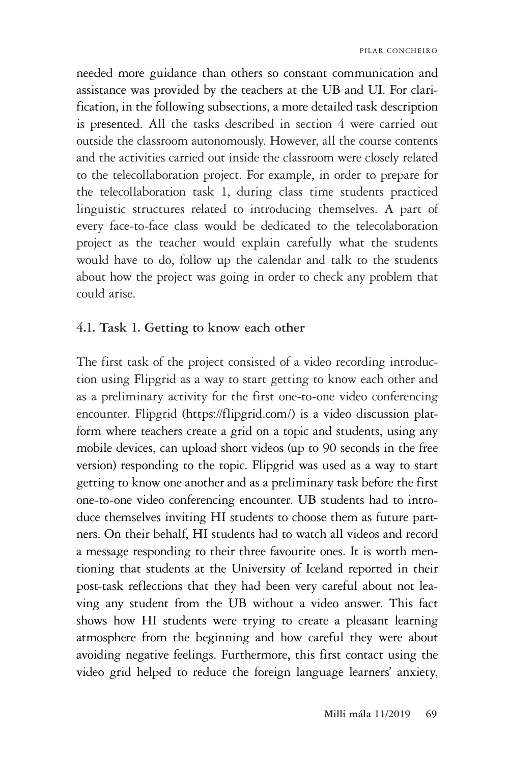needed more guidance than others so constant communication and assistance was provided by the teachers at the UB and UI. For clarification, in the following subsections, a more detailed task description is presented. All the tasks described in section 4 were carried out outside the classroom autonomously. However, all the course contents and the activities carried out inside the classroom were closely related to the telecollaboration project. For example, in order to prepare for the telecollaboration task 1, during class time students practiced linguistic structures related to introducing themselves. A part of every face-to-face class would be dedicated to the telecolaboration project as the teacher would explain carefully what the students would have to do, follow up the calendar and talk to the students about how the project was going in order to check any problem that could arise.

### 4.1. Task 1. Getting to know each other

The first task of the project consisted of a video recording introduction using Flipgrid as a way to start getting to know each other and as a preliminary activity for the first one-to-one video conferencing encounter. Flipgrid (https://flipgrid.com/) is a video discussion platform where teachers create a grid on a topic and students, using any mobile devices, can upload short videos (up to 90 seconds in the free version) responding to the topic. Flipgrid was used as a way to start getting to know one another and as a preliminary task before the first one-to-one video conferencing encounter. UB students had to introduce themselves inviting HI students to choose them as future partners. On their behalf, HI students had to watch all videos and record a message responding to their three favourite ones. It is worth mentioning that students at the University of Iceland reported in their post-task reflections that they had been very careful about not leaving any student from the UB without a video answer. This fact shows how HI students were trying to create a pleasant learning atmosphere from the beginning and how careful they were about avoiding negative feelings. Furthermore, this first contact using the video grid helped to reduce the foreign language learners' anxiety,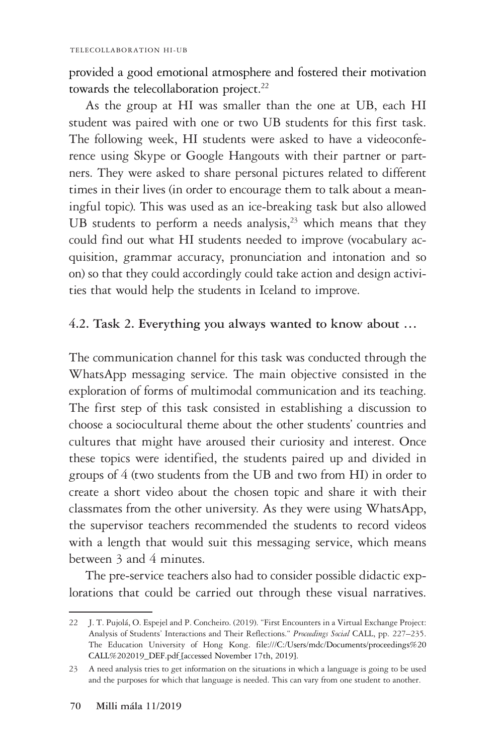provided a good emotional atmosphere and fostered their motivation towards the telecollaboration project.[22]

As the group at HI was smaller than the one at UB, each HI student was paired with one or two UB students for this first task. The following week, HI students were asked to have a videoconference using Skype or Google Hangouts with their partner or partners. They were asked to share personal pictures related to different times in their lives (in order to encourage them to talk about a meaningful topic). This was used as an ice-breaking task but also allowed UB students to perform a needs analysis,[23] which means that they could find out what HI students needed to improve (vocabulary acquisition, grammar accuracy, pronunciation and intonation and so on) so that they could accordingly could take action and design activities that would help the students in Iceland to improve.

## 4.2. Task 2. Everything you always wanted to know about …

The communication channel for this task was conducted through the WhatsApp messaging service. The main objective consisted in the exploration of forms of multimodal communication and its teaching. The first step of this task consisted in establishing a discussion to choose a sociocultural theme about the other students' countries and cultures that might have aroused their curiosity and interest. Once these topics were identified, the students paired up and divided in groups of 4 (two students from the UB and two from HI) in order to create a short video about the chosen topic and share it with their classmates from the other university. As they were using WhatsApp, the supervisor teachers recommended the students to record videos with a length that would suit this messaging service, which means between 3 and 4 minutes.

The pre-service teachers also had to consider possible didactic explorations that could be carried out through these visual narratives.

---

22 J. T. Pujolá, O. Espejel and P. Concheiro. (2019). "First Encounters in a Virtual Exchange Project: Analysis of Students' Interactions and Their Reflections." *Proceedings Social* CALL, pp. 227–235. The Education University of Hong Kong. file:///C:/Users/mdc/Documents/proceedings%20CALL%202019_DEF.pdf [accessed November 17th, 2019].

23 A need analysis tries to get information on the situations in which a language is going to be used and the purposes for which that language is needed. This can vary from one student to another.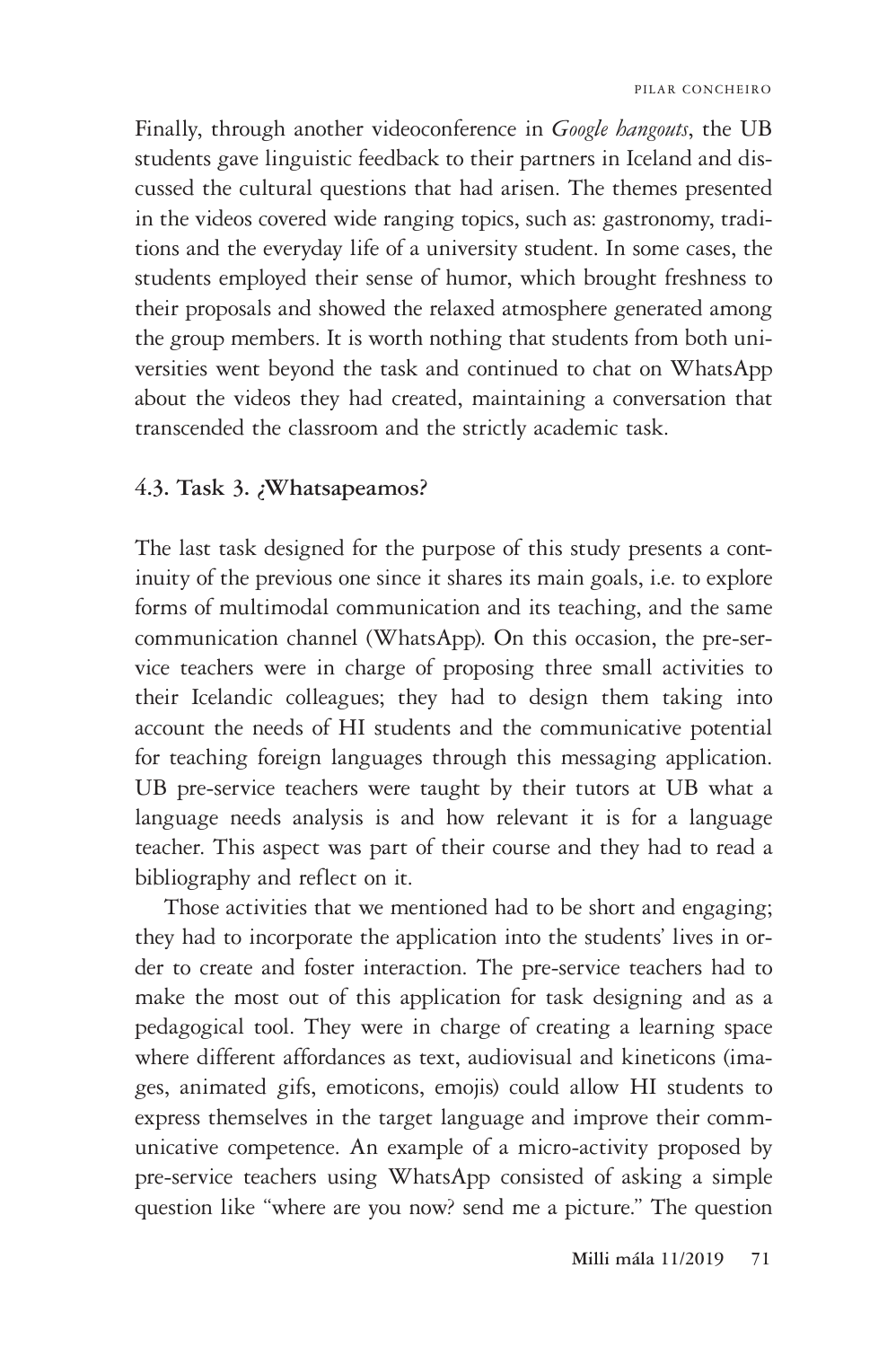Finally, through another videoconference in *Google hangouts*, the UB students gave linguistic feedback to their partners in Iceland and discussed the cultural questions that had arisen. The themes presented in the videos covered wide ranging topics, such as: gastronomy, traditions and the everyday life of a university student. In some cases, the students employed their sense of humor, which brought freshness to their proposals and showed the relaxed atmosphere generated among the group members. It is worth nothing that students from both universities went beyond the task and continued to chat on WhatsApp about the videos they had created, maintaining a conversation that transcended the classroom and the strictly academic task.

### 4.3. Task 3. ¿Whatsapeamos?

The last task designed for the purpose of this study presents a continuity of the previous one since it shares its main goals, i.e. to explore forms of multimodal communication and its teaching, and the same communication channel (WhatsApp). On this occasion, the pre-service teachers were in charge of proposing three small activities to their Icelandic colleagues; they had to design them taking into account the needs of HI students and the communicative potential for teaching foreign languages through this messaging application. UB pre-service teachers were taught by their tutors at UB what a language needs analysis is and how relevant it is for a language teacher. This aspect was part of their course and they had to read a bibliography and reflect on it.

Those activities that we mentioned had to be short and engaging; they had to incorporate the application into the students' lives in order to create and foster interaction. The pre-service teachers had to make the most out of this application for task designing and as a pedagogical tool. They were in charge of creating a learning space where different affordances as text, audiovisual and kineticons (images, animated gifs, emoticons, emojis) could allow HI students to express themselves in the target language and improve their communicative competence. An example of a micro-activity proposed by pre-service teachers using WhatsApp consisted of asking a simple question like "where are you now? send me a picture." The question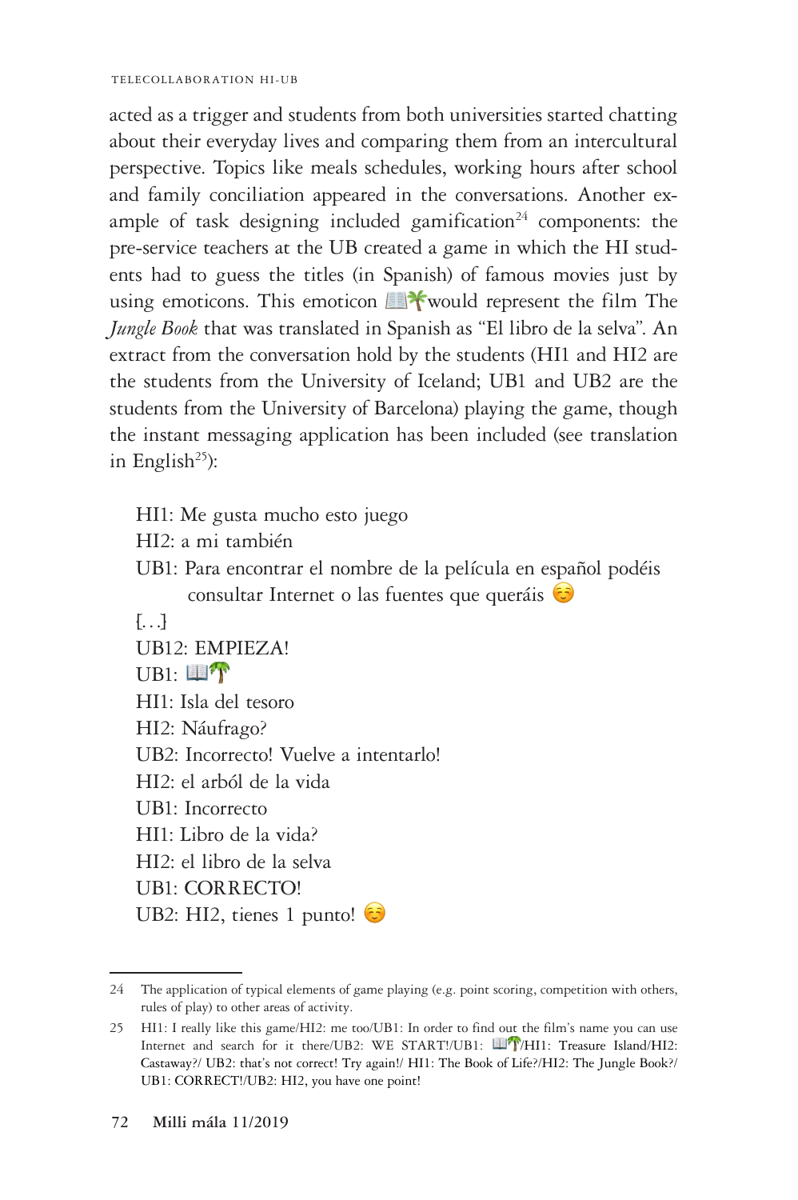acted as a trigger and students from both universities started chatting about their everyday lives and comparing them from an intercultural perspective. Topics like meals schedules, working hours after school and family conciliation appeared in the conversations. Another example of task designing included gamification[24] components: the pre-service teachers at the UB created a game in which the HI students had to guess the titles (in Spanish) of famous movies just by using emoticons. This emoticon 📖🌴would represent the film The *Jungle Book* that was translated in Spanish as "El libro de la selva". An extract from the conversation hold by the students (HI1 and HI2 are the students from the University of Iceland; UB1 and UB2 are the students from the University of Barcelona) playing the game, though the instant messaging application has been included (see translation in English[25]):

> HI1: Me gusta mucho esto juego
> HI2: a mi también
> UB1: Para encontrar el nombre de la película en español podéis consultar Internet o las fuentes que queráis ☺️
> [...]
> UB12: EMPIEZA!
> UB1: 📖🌴
> HI1: Isla del tesoro
> HI2: Náufrago?
> UB2: Incorrecto! Vuelve a intentarlo!
> HI2: el arból de la vida
> UB1: Incorrecto
> HI1: Libro de la vida?
> HI2: el libro de la selva
> UB1: CORRECTO!
> UB2: HI2, tienes 1 punto! ☺️

---

24 The application of typical elements of game playing (e.g. point scoring, competition with others, rules of play) to other areas of activity.

25 HI1: I really like this game/HI2: me too/UB1: In order to find out the film's name you can use Internet and search for it there/UB2: WE START!/UB1: 📖🌴/HI1: Treasure Island/HI2: Castaway?/ UB2: that's not correct! Try again!/ HI1: The Book of Life?/HI2: The Jungle Book?/ UB1: CORRECT!/UB2: HI2, you have one point!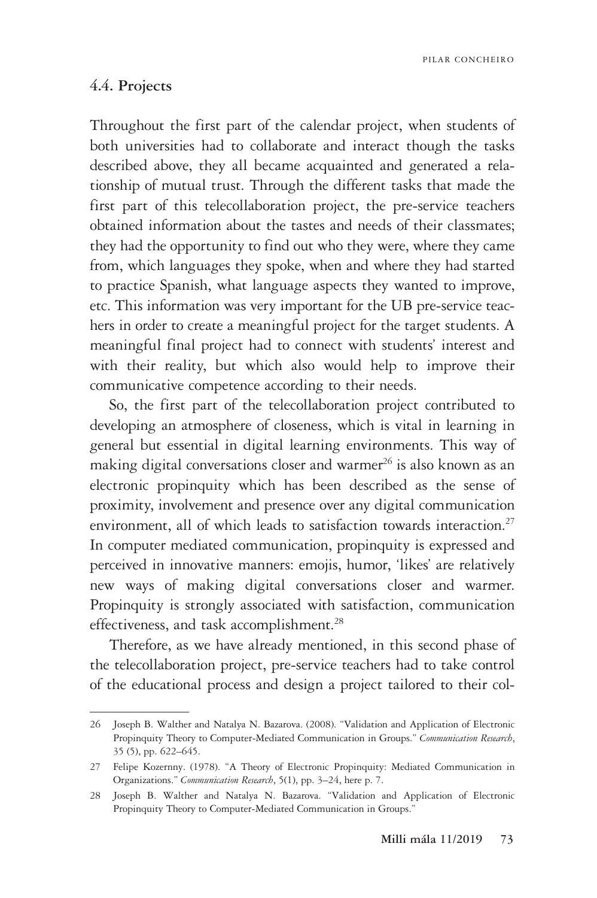### 4.4. Projects

Throughout the first part of the calendar project, when students of both universities had to collaborate and interact though the tasks described above, they all became acquainted and generated a relationship of mutual trust. Through the different tasks that made the first part of this telecollaboration project, the pre-service teachers obtained information about the tastes and needs of their classmates; they had the opportunity to find out who they were, where they came from, which languages they spoke, when and where they had started to practice Spanish, what language aspects they wanted to improve, etc. This information was very important for the UB pre-service teachers in order to create a meaningful project for the target students. A meaningful final project had to connect with students' interest and with their reality, but which also would help to improve their communicative competence according to their needs.

So, the first part of the telecollaboration project contributed to developing an atmosphere of closeness, which is vital in learning in general but essential in digital learning environments. This way of making digital conversations closer and warmer[26] is also known as an electronic propinquity which has been described as the sense of proximity, involvement and presence over any digital communication environment, all of which leads to satisfaction towards interaction.[27] In computer mediated communication, propinquity is expressed and perceived in innovative manners: emojis, humor, 'likes' are relatively new ways of making digital conversations closer and warmer. Propinquity is strongly associated with satisfaction, communication effectiveness, and task accomplishment.[28]

Therefore, as we have already mentioned, in this second phase of the telecollaboration project, pre-service teachers had to take control of the educational process and design a project tailored to their col-

---

26 Joseph B. Walther and Natalya N. Bazarova. (2008). "Validation and Application of Electronic Propinquity Theory to Computer-Mediated Communication in Groups." *Communication Research*, 35 (5), pp. 622–645.

27 Felipe Kozernny. (1978). "A Theory of Electronic Propinquity: Mediated Communication in Organizations." *Communication Research*, 5(1), pp. 3–24, here p. 7.

28 Joseph B. Walther and Natalya N. Bazarova. "Validation and Application of Electronic Propinquity Theory to Computer-Mediated Communication in Groups."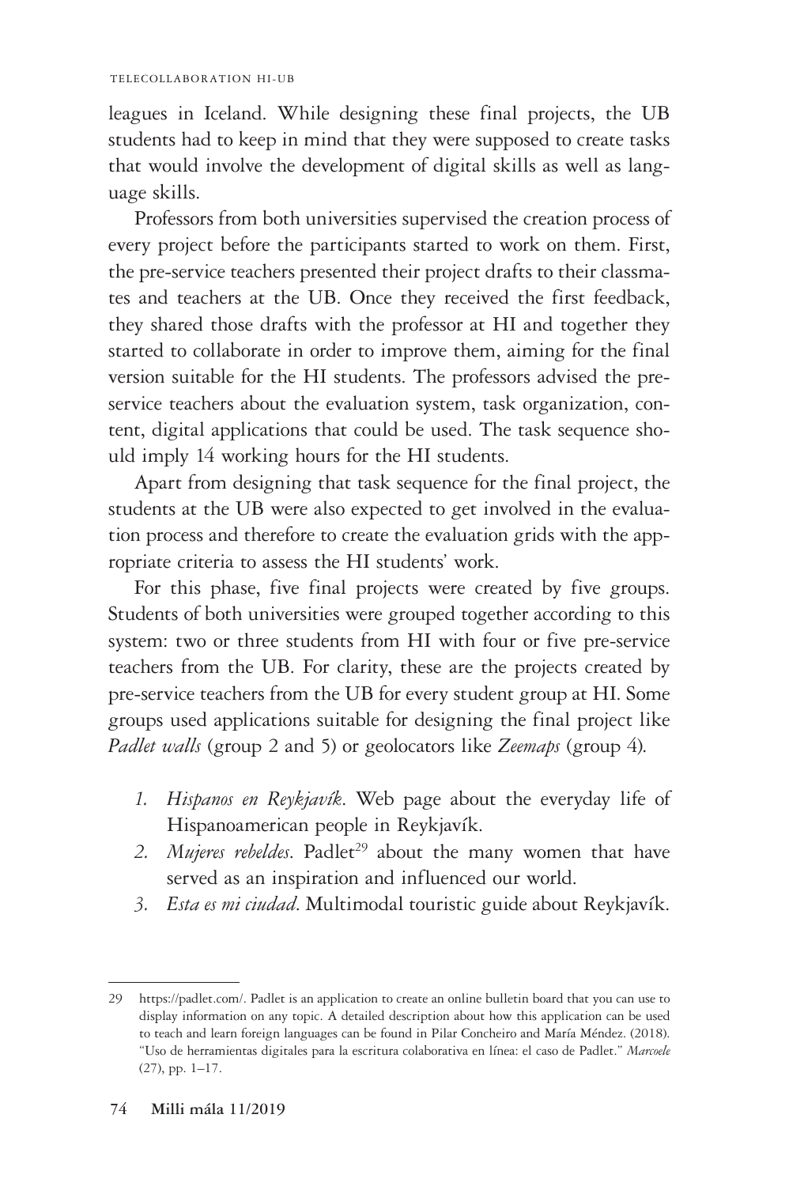leagues in Iceland. While designing these final projects, the UB students had to keep in mind that they were supposed to create tasks that would involve the development of digital skills as well as language skills.

Professors from both universities supervised the creation process of every project before the participants started to work on them. First, the pre-service teachers presented their project drafts to their classmates and teachers at the UB. Once they received the first feedback, they shared those drafts with the professor at HI and together they started to collaborate in order to improve them, aiming for the final version suitable for the HI students. The professors advised the pre-service teachers about the evaluation system, task organization, content, digital applications that could be used. The task sequence should imply 14 working hours for the HI students.

Apart from designing that task sequence for the final project, the students at the UB were also expected to get involved in the evaluation process and therefore to create the evaluation grids with the appropriate criteria to assess the HI students' work.

For this phase, five final projects were created by five groups. Students of both universities were grouped together according to this system: two or three students from HI with four or five pre-service teachers from the UB. For clarity, these are the projects created by pre-service teachers from the UB for every student group at HI. Some groups used applications suitable for designing the final project like *Padlet walls* (group 2 and 5) or geolocators like *Zeemaps* (group 4).

1. *Hispanos en Reykjavík*. Web page about the everyday life of Hispanoamerican people in Reykjavík.
2. *Mujeres rebeldes*. Padlet[29] about the many women that have served as an inspiration and influenced our world.
3. *Esta es mi ciudad*. Multimodal touristic guide about Reykjavík.

---

29 https://padlet.com/. Padlet is an application to create an online bulletin board that you can use to display information on any topic. A detailed description about how this application can be used to teach and learn foreign languages can be found in Pilar Concheiro and María Méndez. (2018). "Uso de herramientas digitales para la escritura colaborativa en línea: el caso de Padlet." *Marcoele* (27), pp. 1–17.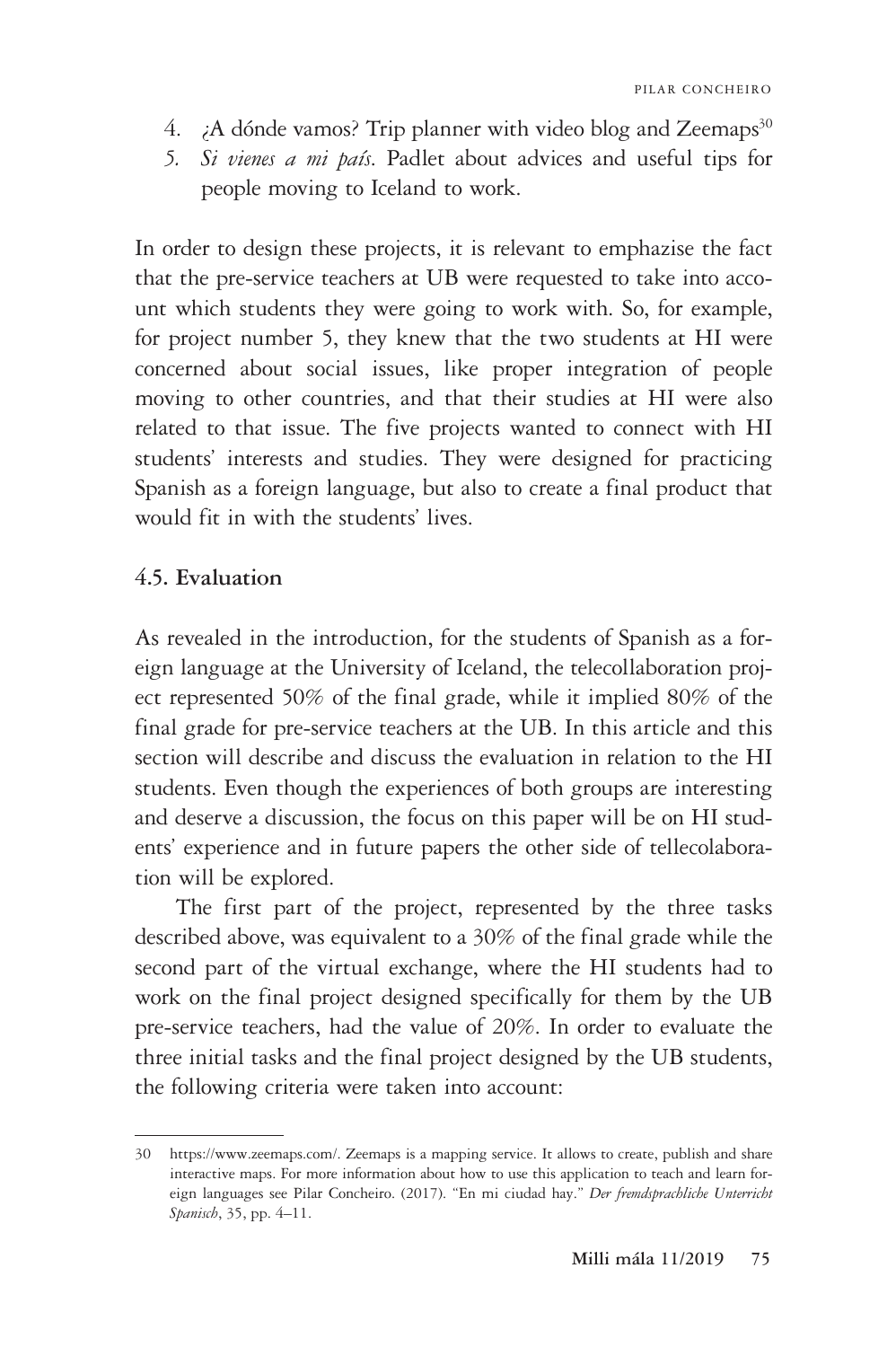4. ¿A dónde vamos? Trip planner with video blog and Zeemaps[30]
5. *Si vienes a mi país*. Padlet about advices and useful tips for people moving to Iceland to work.

In order to design these projects, it is relevant to emphazise the fact that the pre-service teachers at UB were requested to take into account which students they were going to work with. So, for example, for project number 5, they knew that the two students at HI were concerned about social issues, like proper integration of people moving to other countries, and that their studies at HI were also related to that issue. The five projects wanted to connect with HI students' interests and studies. They were designed for practicing Spanish as a foreign language, but also to create a final product that would fit in with the students' lives.

### 4.5. Evaluation

As revealed in the introduction, for the students of Spanish as a foreign language at the University of Iceland, the telecollaboration project represented 50% of the final grade, while it implied 80% of the final grade for pre-service teachers at the UB. In this article and this section will describe and discuss the evaluation in relation to the HI students. Even though the experiences of both groups are interesting and deserve a discussion, the focus on this paper will be on HI students' experience and in future papers the other side of tellecolaboration will be explored.

The first part of the project, represented by the three tasks described above, was equivalent to a 30% of the final grade while the second part of the virtual exchange, where the HI students had to work on the final project designed specifically for them by the UB pre-service teachers, had the value of 20%. In order to evaluate the three initial tasks and the final project designed by the UB students, the following criteria were taken into account:

---

30 https://www.zeemaps.com/. Zeemaps is a mapping service. It allows to create, publish and share interactive maps. For more information about how to use this application to teach and learn foreign languages see Pilar Concheiro. (2017). "En mi ciudad hay." *Der fremdsprachliche Unterricht Spanisch*, 35, pp. 4–11.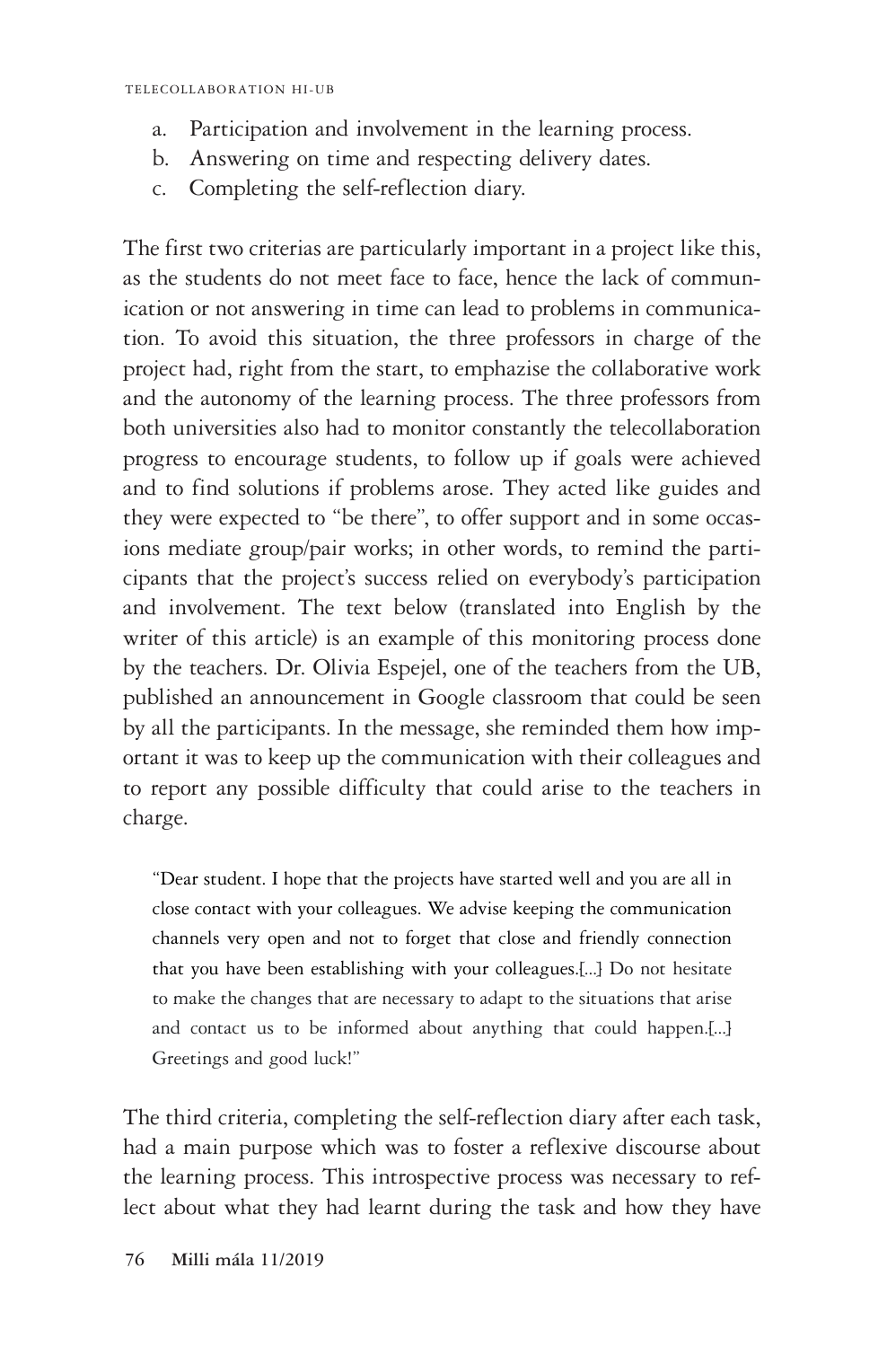a. Participation and involvement in the learning process.
b. Answering on time and respecting delivery dates.
c. Completing the self-reflection diary.

The first two criterias are particularly important in a project like this, as the students do not meet face to face, hence the lack of communication or not answering in time can lead to problems in communication. To avoid this situation, the three professors in charge of the project had, right from the start, to emphazise the collaborative work and the autonomy of the learning process. The three professors from both universities also had to monitor constantly the telecollaboration progress to encourage students, to follow up if goals were achieved and to find solutions if problems arose. They acted like guides and they were expected to "be there", to offer support and in some occasions mediate group/pair works; in other words, to remind the participants that the project's success relied on everybody's participation and involvement. The text below (translated into English by the writer of this article) is an example of this monitoring process done by the teachers. Dr. Olivia Espejel, one of the teachers from the UB, published an announcement in Google classroom that could be seen by all the participants. In the message, she reminded them how important it was to keep up the communication with their colleagues and to report any possible difficulty that could arise to the teachers in charge.

> "Dear student. I hope that the projects have started well and you are all in close contact with your colleagues. We advise keeping the communication channels very open and not to forget that close and friendly connection that you have been establishing with your colleagues.[...] Do not hesitate to make the changes that are necessary to adapt to the situations that arise and contact us to be informed about anything that could happen.[...] Greetings and good luck!"

The third criteria, completing the self-reflection diary after each task, had a main purpose which was to foster a reflexive discourse about the learning process. This introspective process was necessary to reflect about what they had learnt during the task and how they have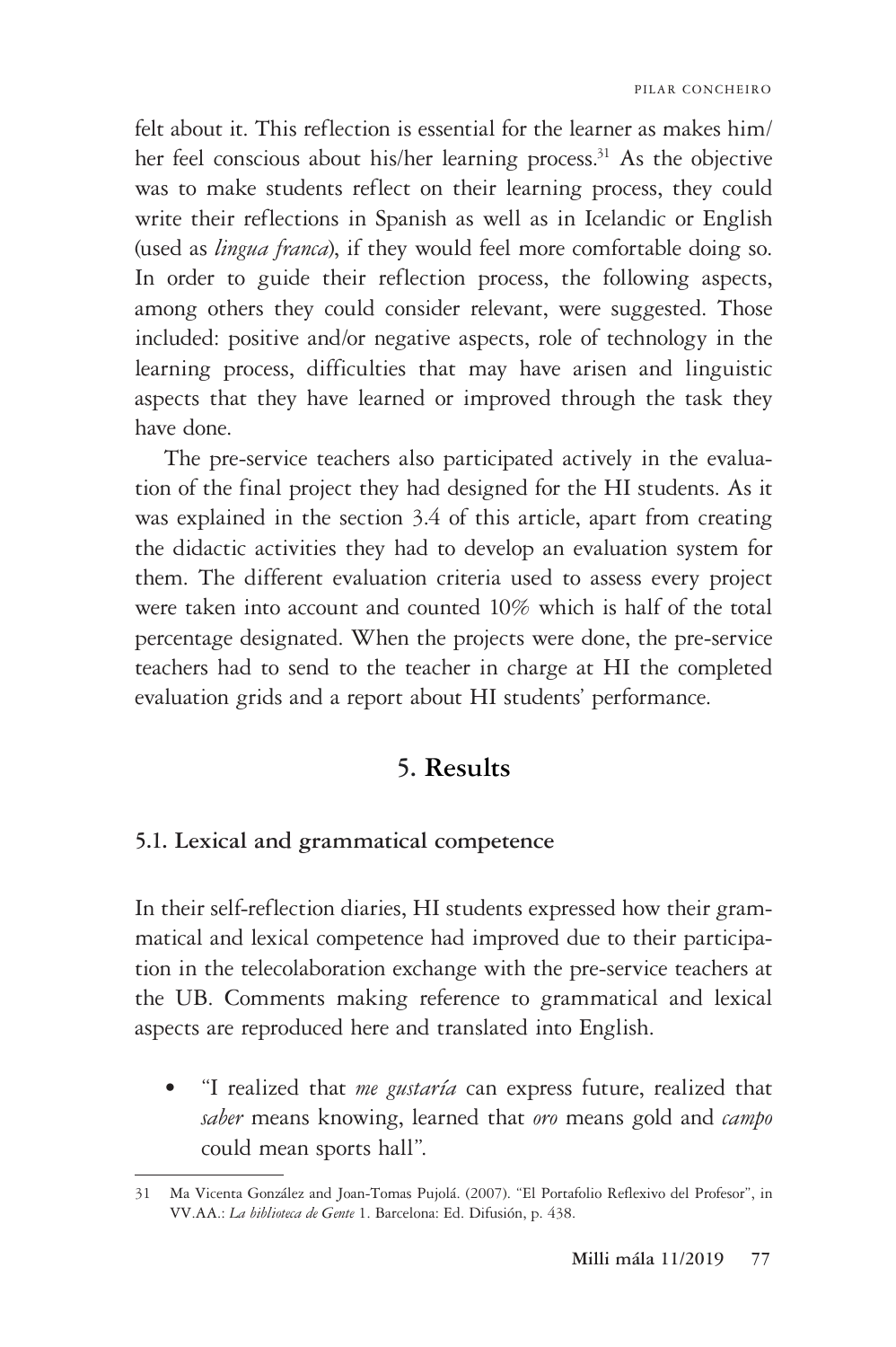felt about it. This reflection is essential for the learner as makes him/her feel conscious about his/her learning process.[31] As the objective was to make students reflect on their learning process, they could write their reflections in Spanish as well as in Icelandic or English (used as *lingua franca*), if they would feel more comfortable doing so. In order to guide their reflection process, the following aspects, among others they could consider relevant, were suggested. Those included: positive and/or negative aspects, role of technology in the learning process, difficulties that may have arisen and linguistic aspects that they have learned or improved through the task they have done.

The pre-service teachers also participated actively in the evaluation of the final project they had designed for the HI students. As it was explained in the section 3.4 of this article, apart from creating the didactic activities they had to develop an evaluation system for them. The different evaluation criteria used to assess every project were taken into account and counted 10% which is half of the total percentage designated. When the projects were done, the pre-service teachers had to send to the teacher in charge at HI the completed evaluation grids and a report about HI students' performance.

## 5. Results

### 5.1. Lexical and grammatical competence

In their self-reflection diaries, HI students expressed how their grammatical and lexical competence had improved due to their participation in the telecolaboration exchange with the pre-service teachers at the UB. Comments making reference to grammatical and lexical aspects are reproduced here and translated into English.

- "I realized that *me gustaría* can express future, realized that *saber* means knowing, learned that *oro* means gold and *campo* could mean sports hall".

---

31 Ma Vicenta González and Joan-Tomas Pujolá. (2007). "El Portafolio Reflexivo del Profesor", in VV.AA.: *La biblioteca de Gente* 1. Barcelona: Ed. Difusión, p. 438.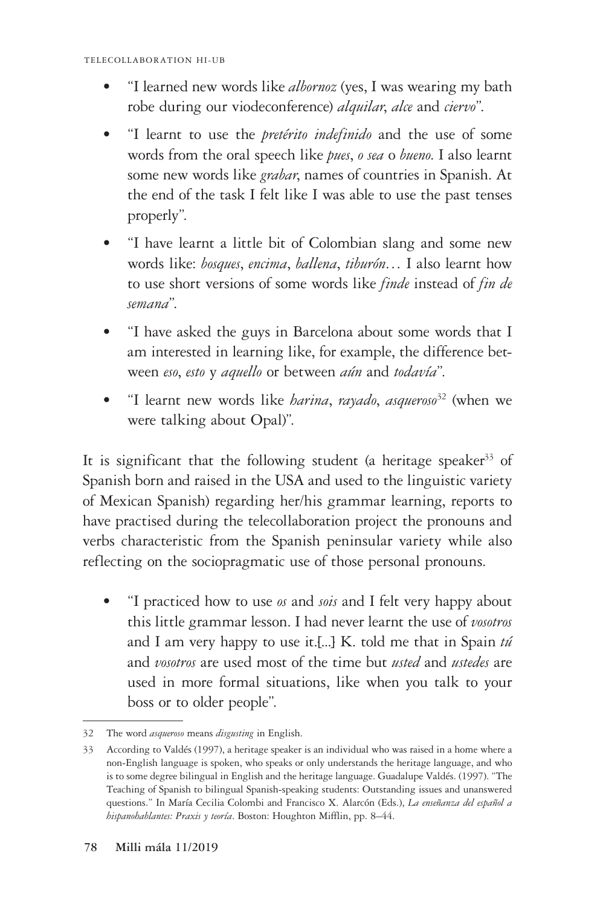- "I learned new words like *albornoz* (yes, I was wearing my bath robe during our viodeconference) *alquilar*, *alce* and *ciervo*".
- "I learnt to use the *pretérito indefinido* and the use of some words from the oral speech like *pues*, *o sea* o *bueno*. I also learnt some new words like *grabar*, names of countries in Spanish. At the end of the task I felt like I was able to use the past tenses properly".
- "I have learnt a little bit of Colombian slang and some new words like: *bosques*, *encima*, *ballena*, *tiburón*… I also learnt how to use short versions of some words like *finde* instead of *fin de semana*".
- "I have asked the guys in Barcelona about some words that I am interested in learning like, for example, the difference between *eso*, *esto* y *aquello* or between *aún* and *todavía*".
- "I learnt new words like *harina*, *rayado*, *asqueroso*[32] (when we were talking about Opal)".

It is significant that the following student (a heritage speaker[33] of Spanish born and raised in the USA and used to the linguistic variety of Mexican Spanish) regarding her/his grammar learning, reports to have practised during the telecollaboration project the pronouns and verbs characteristic from the Spanish peninsular variety while also reflecting on the sociopragmatic use of those personal pronouns.

- "I practiced how to use *os* and *sois* and I felt very happy about this little grammar lesson. I had never learnt the use of *vosotros* and I am very happy to use it.[...] K. told me that in Spain *tú* and *vosotros* are used most of the time but *usted* and *ustedes* are used in more formal situations, like when you talk to your boss or to older people".

---

32 The word *asqueroso* means *disgusting* in English.

33 According to Valdés (1997), a heritage speaker is an individual who was raised in a home where a non-English language is spoken, who speaks or only understands the heritage language, and who is to some degree bilingual in English and the heritage language. Guadalupe Valdés. (1997). "The Teaching of Spanish to bilingual Spanish-speaking students: Outstanding issues and unanswered questions." In María Cecilia Colombi and Francisco X. Alarcón (Eds.), *La enseñanza del español a hispanohablantes: Praxis y teoría*. Boston: Houghton Mifflin, pp. 8–44.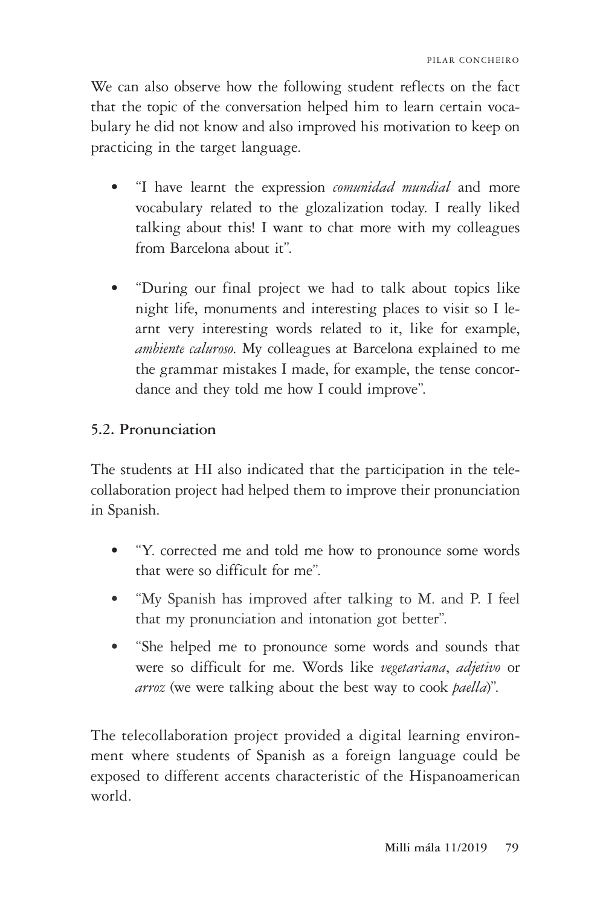We can also observe how the following student reflects on the fact that the topic of the conversation helped him to learn certain vocabulary he did not know and also improved his motivation to keep on practicing in the target language.

- "I have learnt the expression *comunidad mundial* and more vocabulary related to the glozalization today. I really liked talking about this! I want to chat more with my colleagues from Barcelona about it".
- "During our final project we had to talk about topics like night life, monuments and interesting places to visit so I learnt very interesting words related to it, like for example, *ambiente caluroso*. My colleagues at Barcelona explained to me the grammar mistakes I made, for example, the tense concordance and they told me how I could improve".

### 5.2. Pronunciation

The students at HI also indicated that the participation in the telecollaboration project had helped them to improve their pronunciation in Spanish.

- "Y. corrected me and told me how to pronounce some words that were so difficult for me".
- "My Spanish has improved after talking to M. and P. I feel that my pronunciation and intonation got better".
- "She helped me to pronounce some words and sounds that were so difficult for me. Words like *vegetariana*, *adjetivo* or *arroz* (we were talking about the best way to cook *paella*)".

The telecollaboration project provided a digital learning environment where students of Spanish as a foreign language could be exposed to different accents characteristic of the Hispanoamerican world.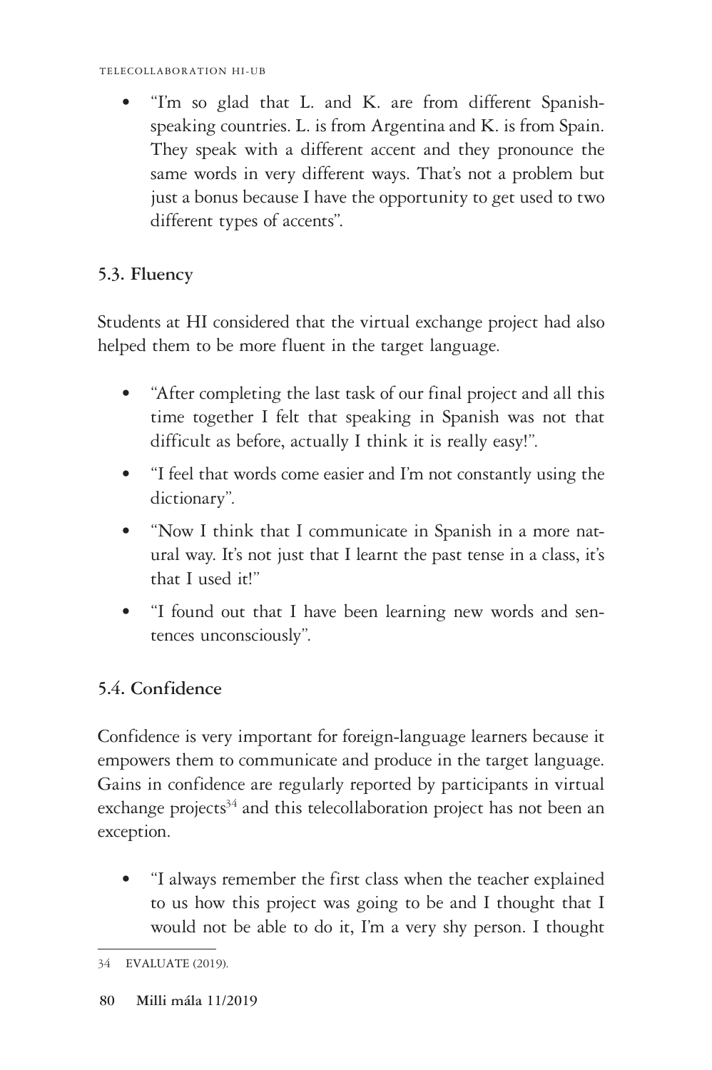- "I'm so glad that L. and K. are from different Spanish-speaking countries. L. is from Argentina and K. is from Spain. They speak with a different accent and they pronounce the same words in very different ways. That's not a problem but just a bonus because I have the opportunity to get used to two different types of accents".

### 5.3. Fluency

Students at HI considered that the virtual exchange project had also helped them to be more fluent in the target language.

- "After completing the last task of our final project and all this time together I felt that speaking in Spanish was not that difficult as before, actually I think it is really easy!".
- "I feel that words come easier and I'm not constantly using the dictionary".
- "Now I think that I communicate in Spanish in a more natural way. It's not just that I learnt the past tense in a class, it's that I used it!"
- "I found out that I have been learning new words and sentences unconsciously".

### 5.4. Confidence

Confidence is very important for foreign-language learners because it empowers them to communicate and produce in the target language. Gains in confidence are regularly reported by participants in virtual exchange projects[34] and this telecollaboration project has not been an exception.

- "I always remember the first class when the teacher explained to us how this project was going to be and I thought that I would not be able to do it, I'm a very shy person. I thought

---

34 EVALUATE (2019).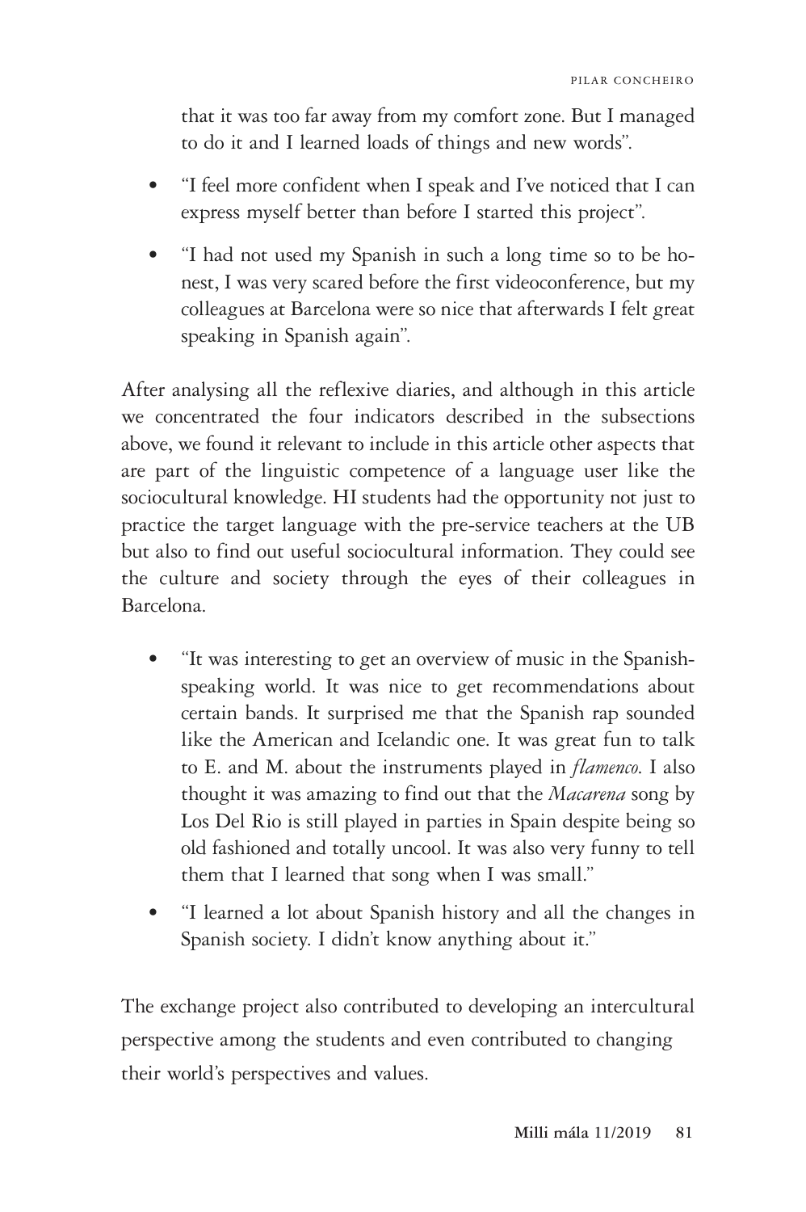that it was too far away from my comfort zone. But I managed to do it and I learned loads of things and new words".

- "I feel more confident when I speak and I've noticed that I can express myself better than before I started this project".
- "I had not used my Spanish in such a long time so to be honest, I was very scared before the first videoconference, but my colleagues at Barcelona were so nice that afterwards I felt great speaking in Spanish again".

After analysing all the reflexive diaries, and although in this article we concentrated the four indicators described in the subsections above, we found it relevant to include in this article other aspects that are part of the linguistic competence of a language user like the sociocultural knowledge. HI students had the opportunity not just to practice the target language with the pre-service teachers at the UB but also to find out useful sociocultural information. They could see the culture and society through the eyes of their colleagues in Barcelona.

- "It was interesting to get an overview of music in the Spanish-speaking world. It was nice to get recommendations about certain bands. It surprised me that the Spanish rap sounded like the American and Icelandic one. It was great fun to talk to E. and M. about the instruments played in *flamenco*. I also thought it was amazing to find out that the *Macarena* song by Los Del Rio is still played in parties in Spain despite being so old fashioned and totally uncool. It was also very funny to tell them that I learned that song when I was small."
- "I learned a lot about Spanish history and all the changes in Spanish society. I didn't know anything about it."

The exchange project also contributed to developing an intercultural perspective among the students and even contributed to changing their world's perspectives and values.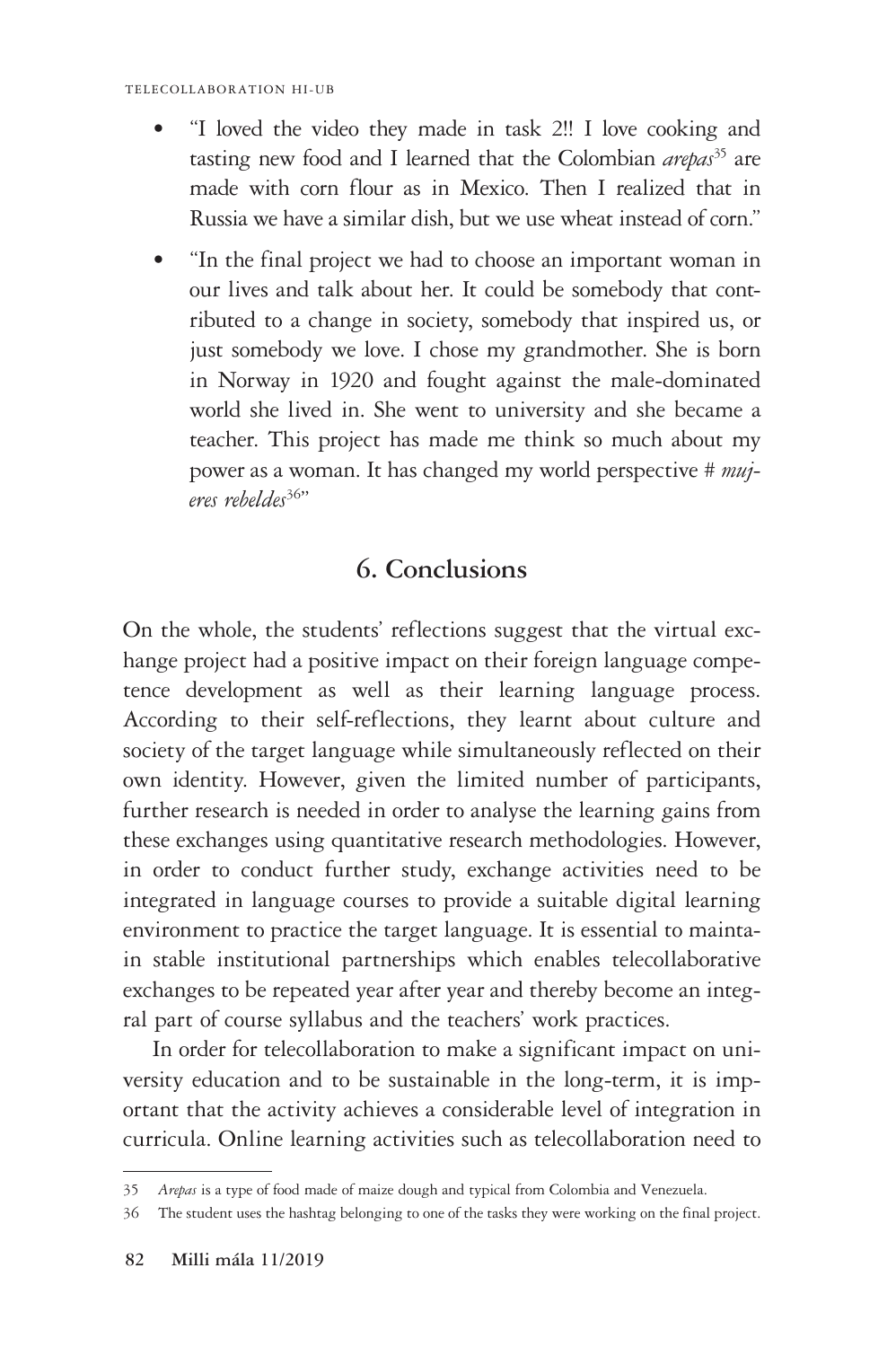- "I loved the video they made in task 2!! I love cooking and tasting new food and I learned that the Colombian *arepas*[35] are made with corn flour as in Mexico. Then I realized that in Russia we have a similar dish, but we use wheat instead of corn."
- "In the final project we had to choose an important woman in our lives and talk about her. It could be somebody that contributed to a change in society, somebody that inspired us, or just somebody we love. I chose my grandmother. She is born in Norway in 1920 and fought against the male-dominated world she lived in. She went to university and she became a teacher. This project has made me think so much about my power as a woman. It has changed my world perspective # *mujeres rebeldes*[36]"

## 6. Conclusions

On the whole, the students' reflections suggest that the virtual exchange project had a positive impact on their foreign language competence development as well as their learning language process. According to their self-reflections, they learnt about culture and society of the target language while simultaneously reflected on their own identity. However, given the limited number of participants, further research is needed in order to analyse the learning gains from these exchanges using quantitative research methodologies. However, in order to conduct further study, exchange activities need to be integrated in language courses to provide a suitable digital learning environment to practice the target language. It is essential to maintain stable institutional partnerships which enables telecollaborative exchanges to be repeated year after year and thereby become an integral part of course syllabus and the teachers' work practices.

In order for telecollaboration to make a significant impact on university education and to be sustainable in the long-term, it is important that the activity achieves a considerable level of integration in curricula. Online learning activities such as telecollaboration need to

35 *Arepas* is a type of food made of maize dough and typical from Colombia and Venezuela.

36 The student uses the hashtag belonging to one of the tasks they were working on the final project.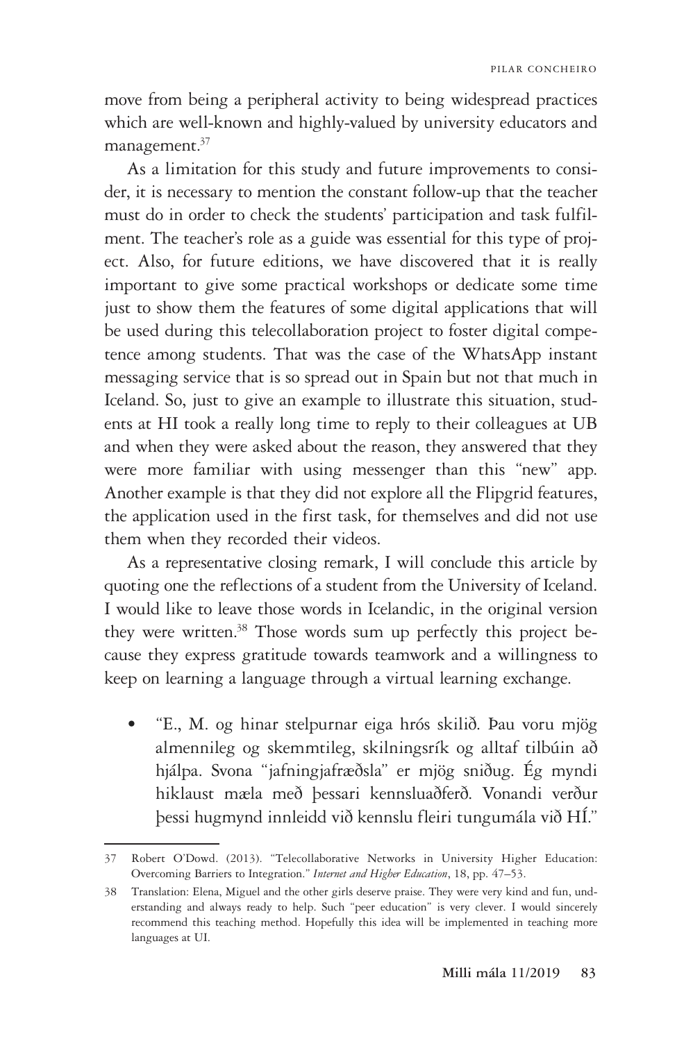move from being a peripheral activity to being widespread practices which are well-known and highly-valued by university educators and management.[37]

As a limitation for this study and future improvements to consider, it is necessary to mention the constant follow-up that the teacher must do in order to check the students' participation and task fulfilment. The teacher's role as a guide was essential for this type of project. Also, for future editions, we have discovered that it is really important to give some practical workshops or dedicate some time just to show them the features of some digital applications that will be used during this telecollaboration project to foster digital competence among students. That was the case of the WhatsApp instant messaging service that is so spread out in Spain but not that much in Iceland. So, just to give an example to illustrate this situation, students at HI took a really long time to reply to their colleagues at UB and when they were asked about the reason, they answered that they were more familiar with using messenger than this "new" app. Another example is that they did not explore all the Flipgrid features, the application used in the first task, for themselves and did not use them when they recorded their videos.

As a representative closing remark, I will conclude this article by quoting one the reflections of a student from the University of Iceland. I would like to leave those words in Icelandic, in the original version they were written.[38] Those words sum up perfectly this project because they express gratitude towards teamwork and a willingness to keep on learning a language through a virtual learning exchange.

- "E., M. og hinar stelpurnar eiga hrós skilið. Þau voru mjög almennileg og skemmtileg, skilningsrík og alltaf tilbúin að hjálpa. Svona "jafningjafræðsla" er mjög sniðug. Ég myndi hiklaust mæla með þessari kennsluaðferð. Vonandi verður þessi hugmynd innleidd við kennslu fleiri tungumála við HÍ."

---

37 Robert O'Dowd. (2013). "Telecollaborative Networks in University Higher Education: Overcoming Barriers to Integration." *Internet and Higher Education*, 18, pp. 47–53.

38 Translation: Elena, Miguel and the other girls deserve praise. They were very kind and fun, understanding and always ready to help. Such "peer education" is very clever. I would sincerely recommend this teaching method. Hopefully this idea will be implemented in teaching more languages at UI.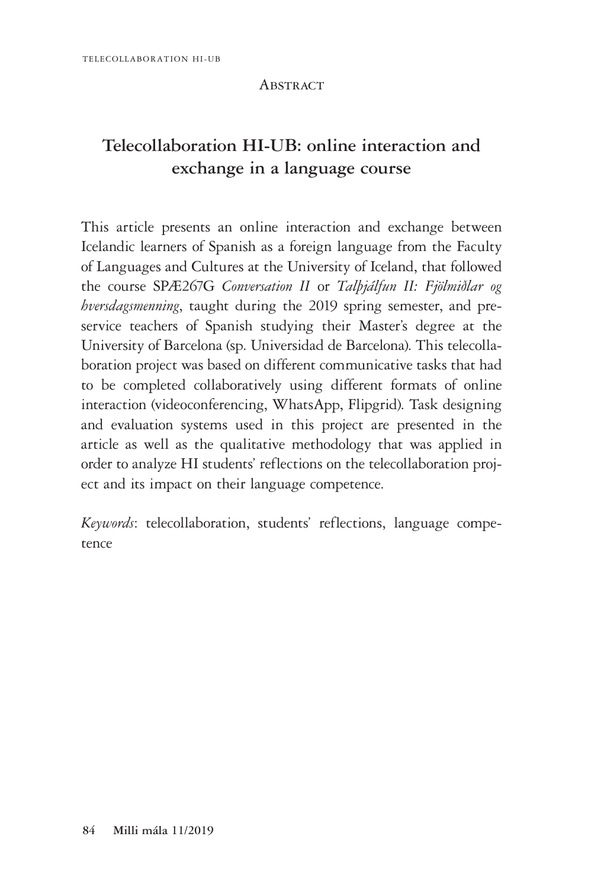Abstract

## Telecollaboration HI-UB: online interaction and exchange in a language course

This article presents an online interaction and exchange between Icelandic learners of Spanish as a foreign language from the Faculty of Languages and Cultures at the University of Iceland, that followed the course SPÆ267G *Conversation II* or *Talþjálfun II: Fjölmiðlar og hversdagsmenning*, taught during the 2019 spring semester, and pre-service teachers of Spanish studying their Master's degree at the University of Barcelona (sp. Universidad de Barcelona). This telecollaboration project was based on different communicative tasks that had to be completed collaboratively using different formats of online interaction (videoconferencing, WhatsApp, Flipgrid). Task designing and evaluation systems used in this project are presented in the article as well as the qualitative methodology that was applied in order to analyze HI students' reflections on the telecollaboration project and its impact on their language competence.

*Keywords*: telecollaboration, students' reflections, language competence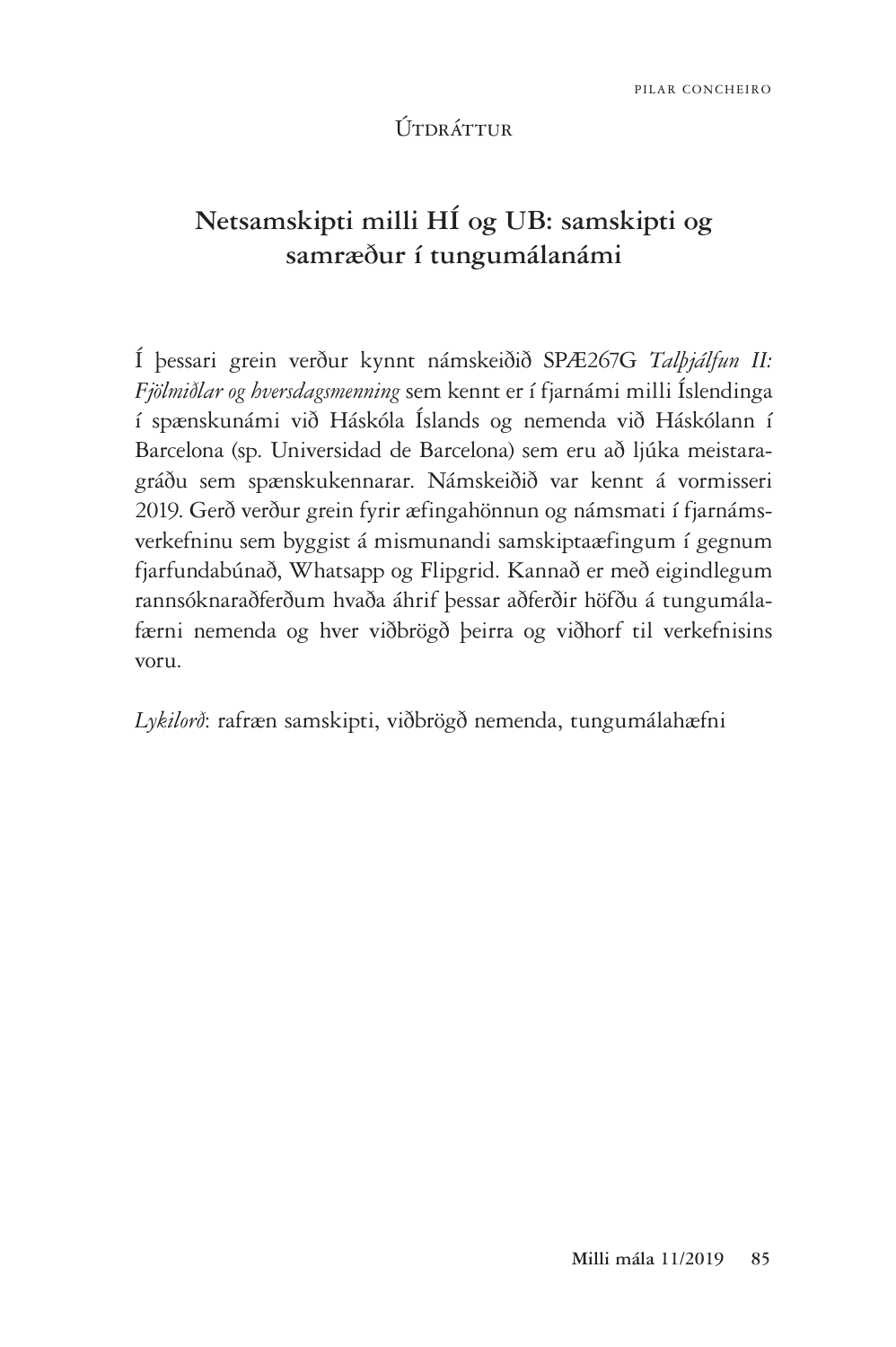## Útdráttur

# Netsamskipti milli HÍ og UB: samskipti og samræður í tungumálanámi

Í þessari grein verður kynnt námskeiðið SPÆ267G *Talþjálfun II: Fjölmiðlar og hversdagsmenning* sem kennt er í fjarnámi milli Íslendinga í spænskunámi við Háskóla Íslands og nemenda við Háskólann í Barcelona (sp. Universidad de Barcelona) sem eru að ljúka meistaragráðu sem spænskukennarar. Námskeiðið var kennt á vormisseri 2019. Gerð verður grein fyrir æfingahönnun og námsmati í fjarnámsverkefninu sem byggist á mismunandi samskiptaæfingum í gegnum fjarfundabúnað, Whatsapp og Flipgrid. Kannað er með eigindlegum rannsóknaraðferðum hvaða áhrif þessar aðferðir höfðu á tungumálafærni nemenda og hver viðbrögð þeirra og viðhorf til verkefnisins voru.

*Lykilorð*: rafræn samskipti, viðbrögð nemenda, tungumálahæfni